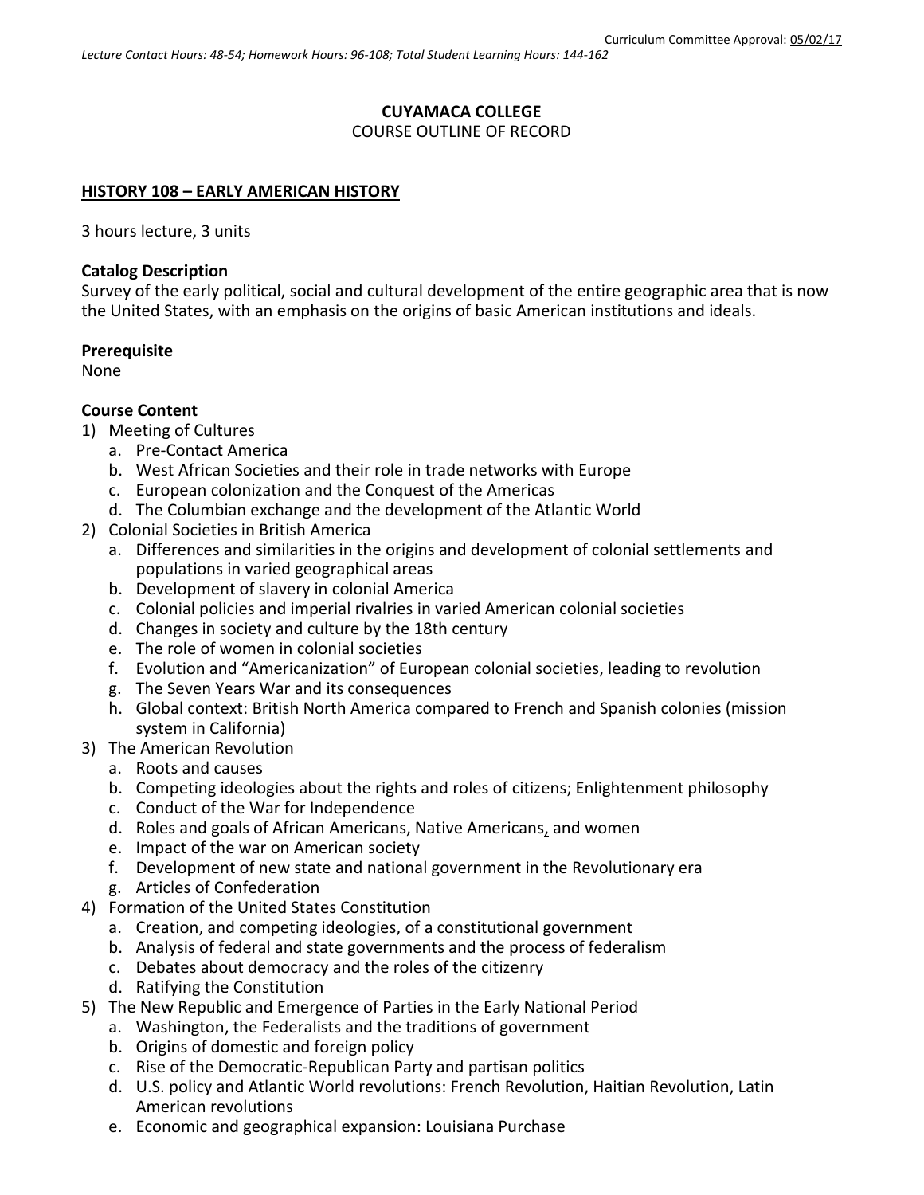Curriculum Committee Approval: 05/02/17

*Lecture Contact Hours: 48-54; Homework Hours: 96-108; Total Student Learning Hours: 144-162*

**CUYAMACA COLLEGE**

COURSE OUTLINE OF RECORD

**HISTORY 108 – EARLY AMERICAN HISTORY**

3 hours lecture, 3 units

**Catalog Description**

Survey of the early political, social and cultural development of the entire geographic area that is now the United States, with an emphasis on the origins of basic American institutions and ideals.

**Prerequisite**

None

**Course Content**

1) Meeting of Cultures
   a. Pre-Contact America
   b. West African Societies and their role in trade networks with Europe
   c. European colonization and the Conquest of the Americas
   d. The Columbian exchange and the development of the Atlantic World
2) Colonial Societies in British America
   a. Differences and similarities in the origins and development of colonial settlements and populations in varied geographical areas
   b. Development of slavery in colonial America
   c. Colonial policies and imperial rivalries in varied American colonial societies
   d. Changes in society and culture by the 18th century
   e. The role of women in colonial societies
   f. Evolution and "Americanization" of European colonial societies, leading to revolution
   g. The Seven Years War and its consequences
   h. Global context: British North America compared to French and Spanish colonies (mission system in California)
3) The American Revolution
   a. Roots and causes
   b. Competing ideologies about the rights and roles of citizens; Enlightenment philosophy
   c. Conduct of the War for Independence
   d. Roles and goals of African Americans, Native Americans, and women
   e. Impact of the war on American society
   f. Development of new state and national government in the Revolutionary era
   g. Articles of Confederation
4) Formation of the United States Constitution
   a. Creation, and competing ideologies, of a constitutional government
   b. Analysis of federal and state governments and the process of federalism
   c. Debates about democracy and the roles of the citizenry
   d. Ratifying the Constitution
5) The New Republic and Emergence of Parties in the Early National Period
   a. Washington, the Federalists and the traditions of government
   b. Origins of domestic and foreign policy
   c. Rise of the Democratic-Republican Party and partisan politics
   d. U.S. policy and Atlantic World revolutions: French Revolution, Haitian Revolution, Latin American revolutions
   e. Economic and geographical expansion: Louisiana Purchase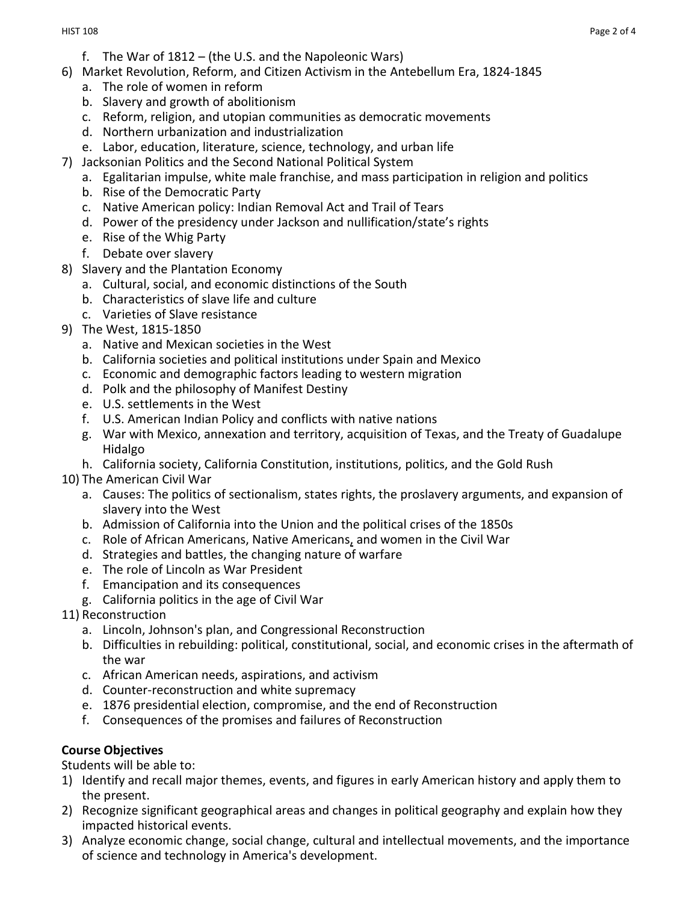f. The War of 1812 – (the U.S. and the Napoleonic Wars)

6) Market Revolution, Reform, and Citizen Activism in the Antebellum Era, 1824-1845
   a. The role of women in reform
   b. Slavery and growth of abolitionism
   c. Reform, religion, and utopian communities as democratic movements
   d. Northern urbanization and industrialization
   e. Labor, education, literature, science, technology, and urban life
7) Jacksonian Politics and the Second National Political System
   a. Egalitarian impulse, white male franchise, and mass participation in religion and politics
   b. Rise of the Democratic Party
   c. Native American policy: Indian Removal Act and Trail of Tears
   d. Power of the presidency under Jackson and nullification/state's rights
   e. Rise of the Whig Party
   f. Debate over slavery
8) Slavery and the Plantation Economy
   a. Cultural, social, and economic distinctions of the South
   b. Characteristics of slave life and culture
   c. Varieties of Slave resistance
9) The West, 1815-1850
   a. Native and Mexican societies in the West
   b. California societies and political institutions under Spain and Mexico
   c. Economic and demographic factors leading to western migration
   d. Polk and the philosophy of Manifest Destiny
   e. U.S. settlements in the West
   f. U.S. American Indian Policy and conflicts with native nations
   g. War with Mexico, annexation and territory, acquisition of Texas, and the Treaty of Guadalupe Hidalgo
   h. California society, California Constitution, institutions, politics, and the Gold Rush
10) The American Civil War
   a. Causes: The politics of sectionalism, states rights, the proslavery arguments, and expansion of slavery into the West
   b. Admission of California into the Union and the political crises of the 1850s
   c. Role of African Americans, Native Americans, and women in the Civil War
   d. Strategies and battles, the changing nature of warfare
   e. The role of Lincoln as War President
   f. Emancipation and its consequences
   g. California politics in the age of Civil War
11) Reconstruction
   a. Lincoln, Johnson's plan, and Congressional Reconstruction
   b. Difficulties in rebuilding: political, constitutional, social, and economic crises in the aftermath of the war
   c. African American needs, aspirations, and activism
   d. Counter-reconstruction and white supremacy
   e. 1876 presidential election, compromise, and the end of Reconstruction
   f. Consequences of the promises and failures of Reconstruction

**Course Objectives**

Students will be able to:

1) Identify and recall major themes, events, and figures in early American history and apply them to the present.
2) Recognize significant geographical areas and changes in political geography and explain how they impacted historical events.
3) Analyze economic change, social change, cultural and intellectual movements, and the importance of science and technology in America's development.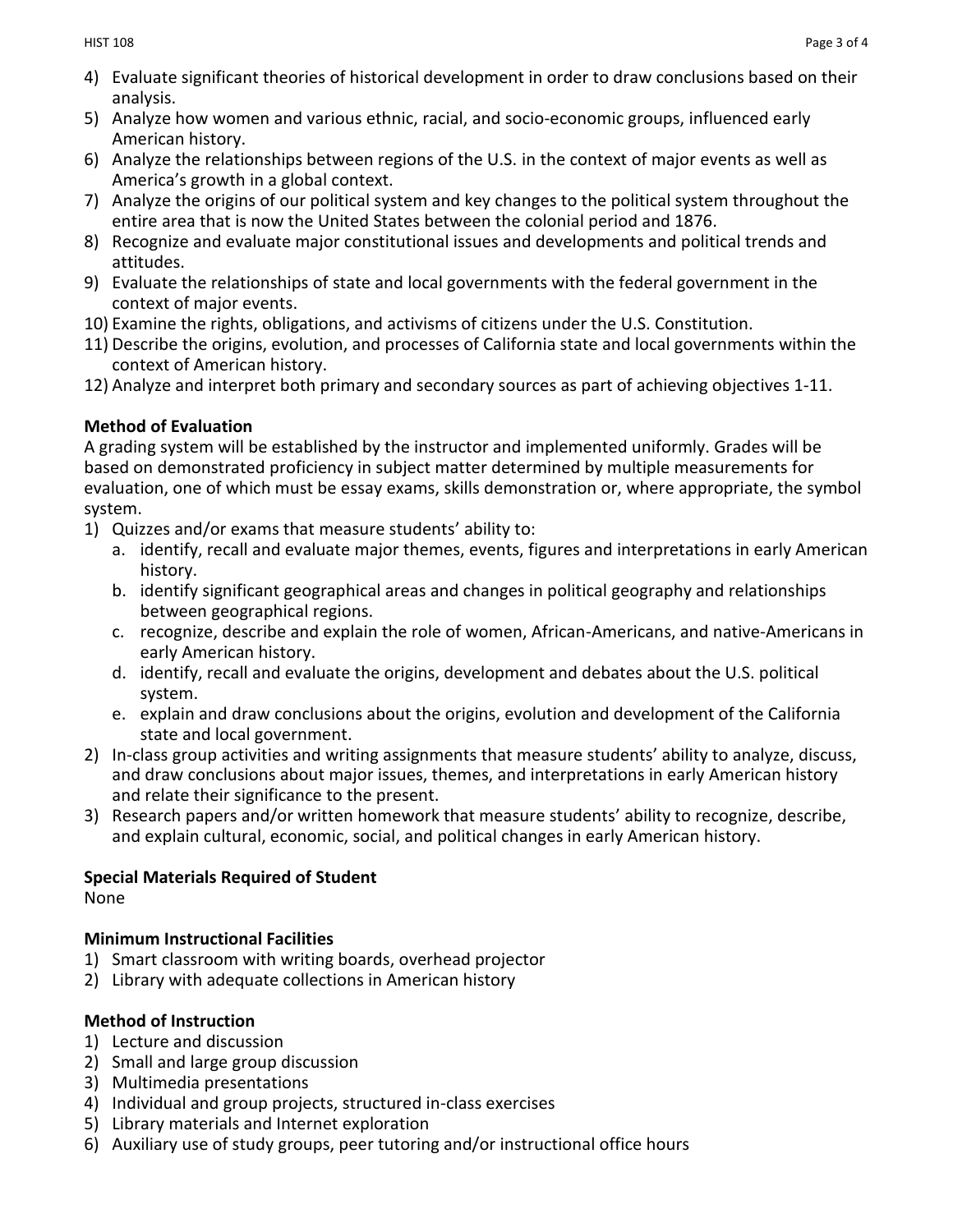4) Evaluate significant theories of historical development in order to draw conclusions based on their analysis.
5) Analyze how women and various ethnic, racial, and socio-economic groups, influenced early American history.
6) Analyze the relationships between regions of the U.S. in the context of major events as well as America's growth in a global context.
7) Analyze the origins of our political system and key changes to the political system throughout the entire area that is now the United States between the colonial period and 1876.
8) Recognize and evaluate major constitutional issues and developments and political trends and attitudes.
9) Evaluate the relationships of state and local governments with the federal government in the context of major events.
10) Examine the rights, obligations, and activisms of citizens under the U.S. Constitution.
11) Describe the origins, evolution, and processes of California state and local governments within the context of American history.
12) Analyze and interpret both primary and secondary sources as part of achieving objectives 1-11.

**Method of Evaluation**

A grading system will be established by the instructor and implemented uniformly. Grades will be based on demonstrated proficiency in subject matter determined by multiple measurements for evaluation, one of which must be essay exams, skills demonstration or, where appropriate, the symbol system.

1) Quizzes and/or exams that measure students' ability to:
   a. identify, recall and evaluate major themes, events, figures and interpretations in early American history.
   b. identify significant geographical areas and changes in political geography and relationships between geographical regions.
   c. recognize, describe and explain the role of women, African-Americans, and native-Americans in early American history.
   d. identify, recall and evaluate the origins, development and debates about the U.S. political system.
   e. explain and draw conclusions about the origins, evolution and development of the California state and local government.
2) In-class group activities and writing assignments that measure students' ability to analyze, discuss, and draw conclusions about major issues, themes, and interpretations in early American history and relate their significance to the present.
3) Research papers and/or written homework that measure students' ability to recognize, describe, and explain cultural, economic, social, and political changes in early American history.

**Special Materials Required of Student**

None

**Minimum Instructional Facilities**

1) Smart classroom with writing boards, overhead projector
2) Library with adequate collections in American history

**Method of Instruction**

1) Lecture and discussion
2) Small and large group discussion
3) Multimedia presentations
4) Individual and group projects, structured in-class exercises
5) Library materials and Internet exploration
6) Auxiliary use of study groups, peer tutoring and/or instructional office hours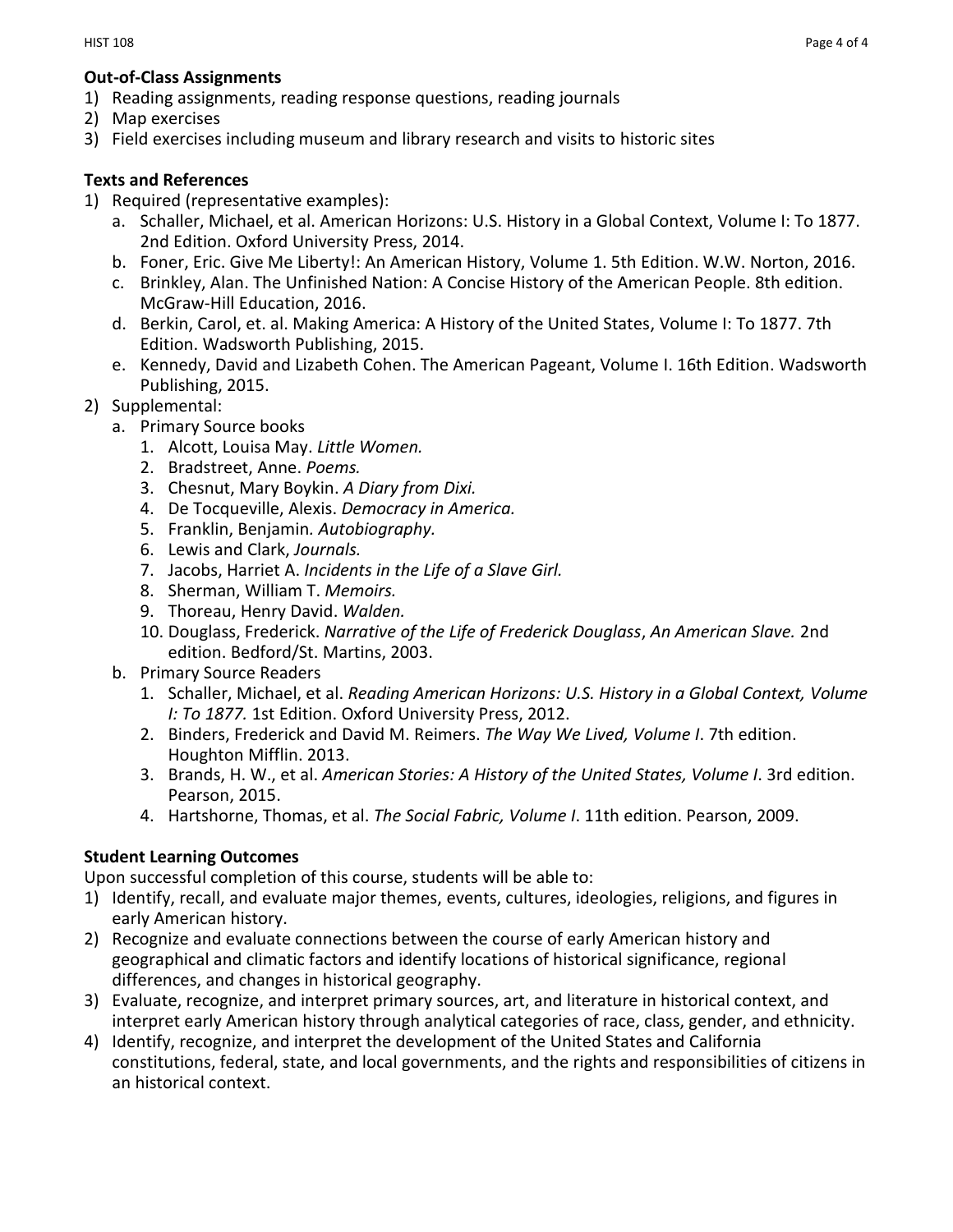**Out-of-Class Assignments**

1) Reading assignments, reading response questions, reading journals
2) Map exercises
3) Field exercises including museum and library research and visits to historic sites

**Texts and References**

1) Required (representative examples):
   a. Schaller, Michael, et al. American Horizons: U.S. History in a Global Context, Volume I: To 1877. 2nd Edition. Oxford University Press, 2014.
   b. Foner, Eric. Give Me Liberty!: An American History, Volume 1. 5th Edition. W.W. Norton, 2016.
   c. Brinkley, Alan. The Unfinished Nation: A Concise History of the American People. 8th edition. McGraw-Hill Education, 2016.
   d. Berkin, Carol, et. al. Making America: A History of the United States, Volume I: To 1877. 7th Edition. Wadsworth Publishing, 2015.
   e. Kennedy, David and Lizabeth Cohen. The American Pageant, Volume I. 16th Edition. Wadsworth Publishing, 2015.
2) Supplemental:
   a. Primary Source books
      1. Alcott, Louisa May. *Little Women.*
      2. Bradstreet, Anne. *Poems.*
      3. Chesnut, Mary Boykin. *A Diary from Dixi.*
      4. De Tocqueville, Alexis. *Democracy in America.*
      5. Franklin, Benjamin*. Autobiography.*
      6. Lewis and Clark, *Journals.*
      7. Jacobs, Harriet A. *Incidents in the Life of a Slave Girl.*
      8. Sherman, William T. *Memoirs.*
      9. Thoreau, Henry David. *Walden.*
      10. Douglass, Frederick. *Narrative of the Life of Frederick Douglass*, *An American Slave.* 2nd edition. Bedford/St. Martins, 2003.
   b. Primary Source Readers
      1. Schaller, Michael, et al. *Reading American Horizons: U.S. History in a Global Context, Volume I: To 1877.* 1st Edition. Oxford University Press, 2012.
      2. Binders, Frederick and David M. Reimers. *The Way We Lived, Volume I*. 7th edition. Houghton Mifflin. 2013.
      3. Brands, H. W., et al. *American Stories: A History of the United States, Volume I*. 3rd edition. Pearson, 2015.
      4. Hartshorne, Thomas, et al. *The Social Fabric, Volume I*. 11th edition. Pearson, 2009.

**Student Learning Outcomes**

Upon successful completion of this course, students will be able to:

1) Identify, recall, and evaluate major themes, events, cultures, ideologies, religions, and figures in early American history.
2) Recognize and evaluate connections between the course of early American history and geographical and climatic factors and identify locations of historical significance, regional differences, and changes in historical geography.
3) Evaluate, recognize, and interpret primary sources, art, and literature in historical context, and interpret early American history through analytical categories of race, class, gender, and ethnicity.
4) Identify, recognize, and interpret the development of the United States and California constitutions, federal, state, and local governments, and the rights and responsibilities of citizens in an historical context.